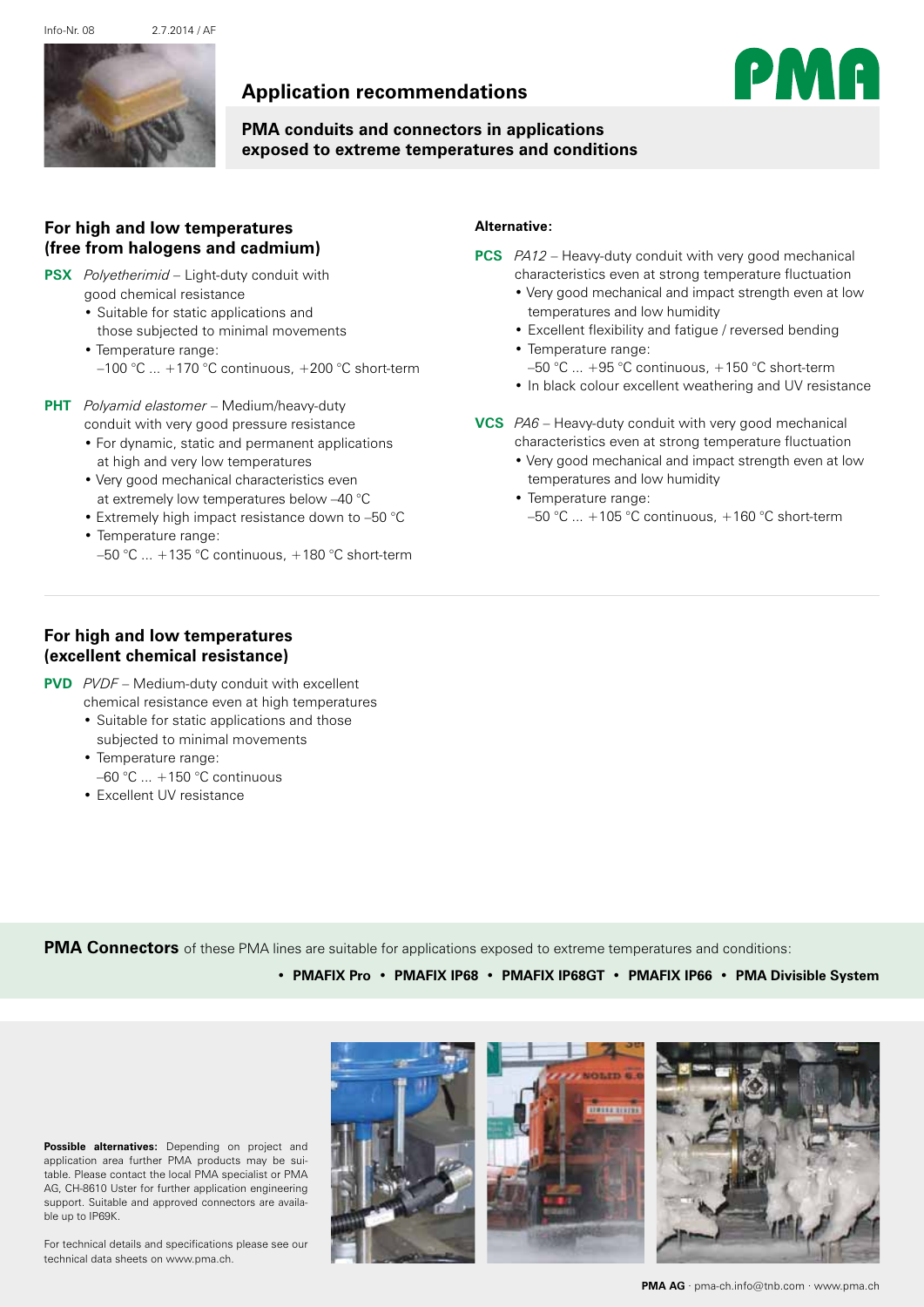Info-Nr. 08 2.7.2014 / AF

# Application recommendations

## PMA conduits and connectors in applications exposed to extreme temperatures and conditions

### For high and low temperatures (free from halogens and cadmium)

**PSX** *Polyetherimid* – Light-duty conduit with good chemical resistance

- Suitable for static applications and those subjected to minimal movements
- Temperature range: –100 °C ... +170 °C continuous, +200 °C short-term

**PHT** *Polyamid elastomer* – Medium/heavy-duty conduit with very good pressure resistance

- For dynamic, static and permanent applications at high and very low temperatures
- Very good mechanical characteristics even at extremely low temperatures below –40 °C
- Extremely high impact resistance down to –50 °C
- Temperature range: –50 °C ... +135 °C continuous, +180 °C short-term

**Alternative:**

**PCS** *PA12* – Heavy-duty conduit with very good mechanical characteristics even at strong temperature fluctuation

- Very good mechanical and impact strength even at low temperatures and low humidity
- Excellent flexibility and fatigue / reversed bending
- Temperature range: –50 °C ... +95 °C continuous, +150 °C short-term
- In black colour excellent weathering and UV resistance

**VCS** *PA6* – Heavy-duty conduit with very good mechanical characteristics even at strong temperature fluctuation

- Very good mechanical and impact strength even at low temperatures and low humidity
- Temperature range: –50 °C ... +105 °C continuous, +160 °C short-term

### For high and low temperatures (excellent chemical resistance)

**PVD** *PVDF* – Medium-duty conduit with excellent chemical resistance even at high temperatures

- Suitable for static applications and those subjected to minimal movements
- Temperature range: –60 °C ... +150 °C continuous
- Excellent UV resistance

**PMA Connectors** of these PMA lines are suitable for applications exposed to extreme temperatures and conditions:

**• PMAFIX Pro • PMAFIX IP68 • PMAFIX IP68GT • PMAFIX IP66 • PMA Divisible System**

**Possible alternatives:** Depending on project and application area further PMA products may be suitable. Please contact the local PMA specialist or PMA AG, CH-8610 Uster for further application engineering support. Suitable and approved connectors are available up to IP69K.

For technical details and specifications please see our technical data sheets on www.pma.ch.

**PMA AG** · pma-ch.info@tnb.com · www.pma.ch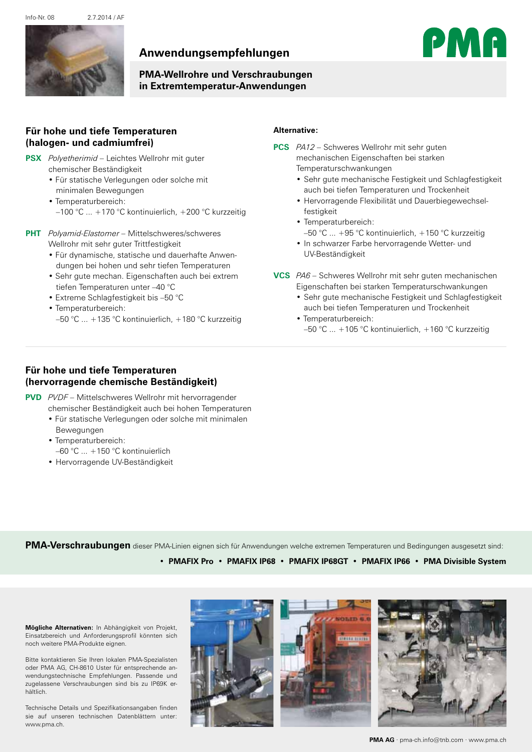Info-Nr. 08 2.7.2014 / AF

# Anwendungsempfehlungen

## PMA-Wellrohre und Verschraubungen in Extremtemperatur-Anwendungen

### Für hohe und tiefe Temperaturen (halogen- und cadmiumfrei)

**PSX** *Polyetherimid* – Leichtes Wellrohr mit guter chemischer Beständigkeit

- Für statische Verlegungen oder solche mit minimalen Bewegungen
- Temperaturbereich: –100 °C ... +170 °C kontinuierlich, +200 °C kurzzeitig

**PHT** *Polyamid-Elastomer* – Mittelschweres/schweres Wellrohr mit sehr guter Trittfestigkeit

- Für dynamische, statische und dauerhafte Anwendungen bei hohen und sehr tiefen Temperaturen
- Sehr gute mechan. Eigenschaften auch bei extrem tiefen Temperaturen unter –40 °C
- Extreme Schlagfestigkeit bis –50 °C
- Temperaturbereich: –50 °C ... +135 °C kontinuierlich, +180 °C kurzzeitig

**Alternative:**

**PCS** *PA12* – Schweres Wellrohr mit sehr guten mechanischen Eigenschaften bei starken Temperaturschwankungen

- Sehr gute mechanische Festigkeit und Schlagfestigkeit auch bei tiefen Temperaturen und Trockenheit
- Hervorragende Flexibilität und Dauerbiegewechselfestigkeit
- Temperaturbereich: –50 °C ... +95 °C kontinuierlich, +150 °C kurzzeitig
- In schwarzer Farbe hervorragende Wetter- und UV-Beständigkeit

**VCS** *PA6* – Schweres Wellrohr mit sehr guten mechanischen Eigenschaften bei starken Temperaturschwankungen

- Sehr gute mechanische Festigkeit und Schlagfestigkeit auch bei tiefen Temperaturen und Trockenheit
- Temperaturbereich: –50 °C ... +105 °C kontinuierlich, +160 °C kurzzeitig

### Für hohe und tiefe Temperaturen (hervorragende chemische Beständigkeit)

**PVD** *PVDF* – Mittelschweres Wellrohr mit hervorragender chemischer Beständigkeit auch bei hohen Temperaturen

- Für statische Verlegungen oder solche mit minimalen Bewegungen
- Temperaturbereich: –60 °C ... +150 °C kontinuierlich
- Hervorragende UV-Beständigkeit

**PMA-Verschraubungen** dieser PMA-Linien eignen sich für Anwendungen welche extremen Temperaturen und Bedingungen ausgesetzt sind:

• **PMAFIX Pro** • **PMAFIX IP68** • **PMAFIX IP68GT** • **PMAFIX IP66** • **PMA Divisible System**

**Mögliche Alternativen:** In Abhängigkeit von Projekt, Einsatzbereich und Anforderungsprofil könnten sich noch weitere PMA-Produkte eignen.

Bitte kontaktieren Sie Ihren lokalen PMA-Spezialisten oder PMA AG, CH-8610 Uster für entsprechende anwendungstechnische Empfehlungen. Passende und zugelassene Verschraubungen sind bis zu IP69K erhältlich.

Technische Details und Spezifikationsangaben finden sie auf unseren technischen Datenblättern unter: www.pma.ch.

**PMA AG** · pma-ch.info@tnb.com · www.pma.ch